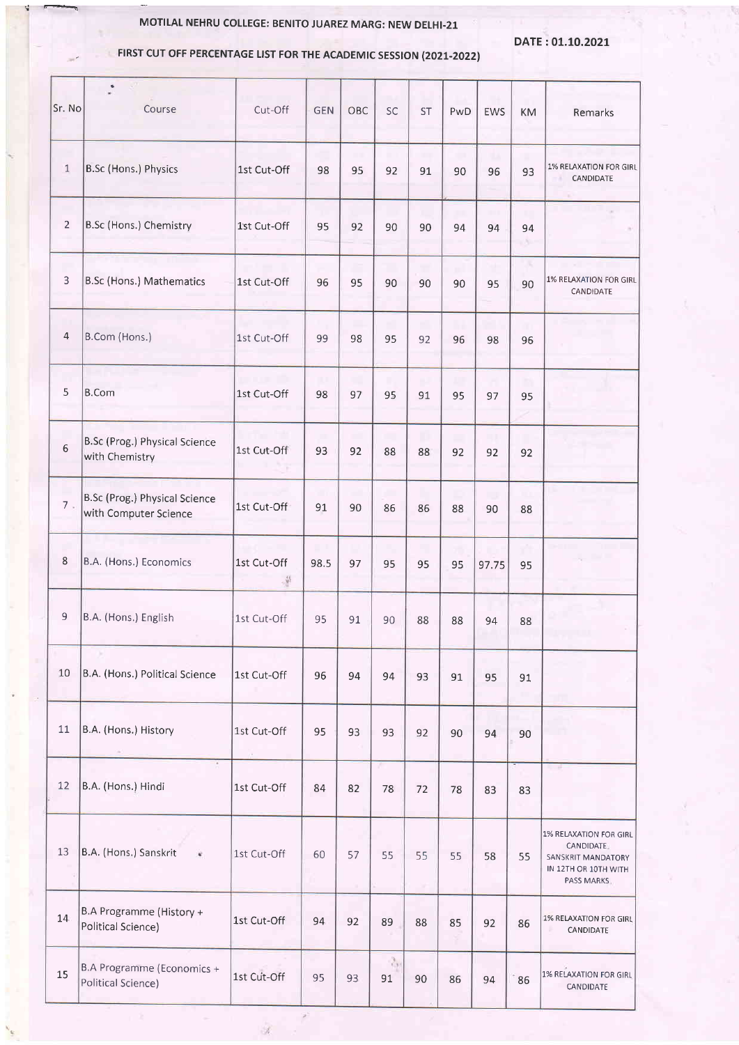# MOTILAL NEHRU COLLEGE: BENITO JUAREZ MARG: NEW DELHI-21

**DATE : 01.10.2021**

## FIRST CUT OFF PERCENTAGE LIST FOR THE ACADEMIC SESSION (2021-2022)

| Sr. No | Course | Cut-Off | GEN | OBC | SC | ST | PwD | EWS | KM | Remarks |
|---|---|---|---|---|---|---|---|---|---|---|
| 1 | B.Sc (Hons.) Physics | 1st Cut-Off | 98 | 95 | 92 | 91 | 90 | 96 | 93 | 1% RELAXATION FOR GIRL CANDIDATE |
| 2 | B.Sc (Hons.) Chemistry | 1st Cut-Off | 95 | 92 | 90 | 90 | 94 | 94 | 94 | |
| 3 | B.Sc (Hons.) Mathematics | 1st Cut-Off | 96 | 95 | 90 | 90 | 90 | 95 | 90 | 1% RELAXATION FOR GIRL CANDIDATE |
| 4 | B.Com (Hons.) | 1st Cut-Off | 99 | 98 | 95 | 92 | 96 | 98 | 96 | |
| 5 | B.Com | 1st Cut-Off | 98 | 97 | 95 | 91 | 95 | 97 | 95 | |
| 6 | B.Sc (Prog.) Physical Science with Chemistry | 1st Cut-Off | 93 | 92 | 88 | 88 | 92 | 92 | 92 | |
| 7 | B.Sc (Prog.) Physical Science with Computer Science | 1st Cut-Off | 91 | 90 | 86 | 86 | 88 | 90 | 88 | |
| 8 | B.A. (Hons.) Economics | 1st Cut-Off | 98.5 | 97 | 95 | 95 | 95 | 97.75 | 95 | |
| 9 | B.A. (Hons.) English | 1st Cut-Off | 95 | 91 | 90 | 88 | 88 | 94 | 88 | |
| 10 | B.A. (Hons.) Political Science | 1st Cut-Off | 96 | 94 | 94 | 93 | 91 | 95 | 91 | |
| 11 | B.A. (Hons.) History | 1st Cut-Off | 95 | 93 | 93 | 92 | 90 | 94 | 90 | |
| 12 | B.A. (Hons.) Hindi | 1st Cut-Off | 84 | 82 | 78 | 72 | 78 | 83 | 83 | |
| 13 | B.A. (Hons.) Sanskrit | 1st Cut-Off | 60 | 57 | 55 | 55 | 55 | 58 | 55 | 1% RELAXATION FOR GIRL CANDIDATE. SANSKRIT MANDATORY IN 12TH OR 10TH WITH PASS MARKS. |
| 14 | B.A Programme (History + Political Science) | 1st Cut-Off | 94 | 92 | 89 | 88 | 85 | 92 | 86 | 1% RELAXATION FOR GIRL CANDIDATE |
| 15 | B.A Programme (Economics + Political Science) | 1st Cut-Off | 95 | 93 | 91 | 90 | 86 | 94 | 86 | 1% RELAXATION FOR GIRL CANDIDATE |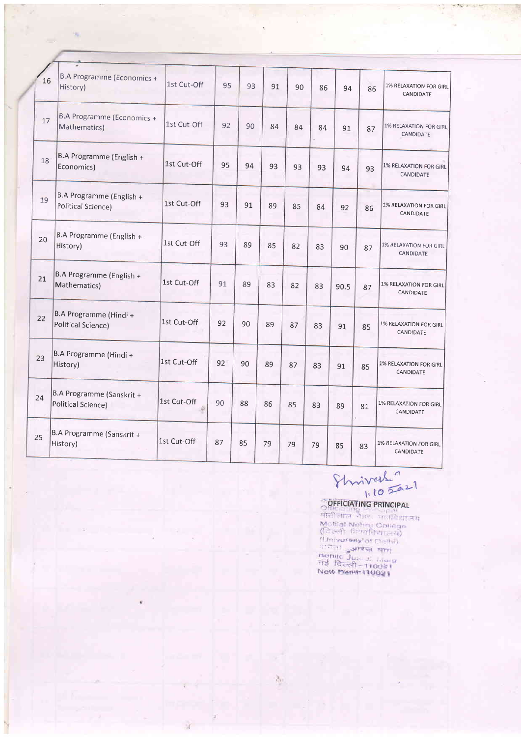| | | | | | | | | | | |
|---|---|---|---|---|---|---|---|---|---|---|
| 16 | B.A Programme (Economics + History) | 1st Cut-Off | 95 | 93 | 91 | 90 | 86 | 94 | 86 | 1% RELAXATION FOR GIRL CANDIDATE |
| 17 | B.A Programme (Economics + Mathematics) | 1st Cut-Off | 92 | 90 | 84 | 84 | 84 | 91 | 87 | 1% RELAXATION FOR GIRL CANDIDATE |
| 18 | B.A Programme (English + Economics) | 1st Cut-Off | 95 | 94 | 93 | 93 | 93 | 94 | 93 | 1% RELAXATION FOR GIRL CANDIDATE |
| 19 | B.A Programme (English + Political Science) | 1st Cut-Off | 93 | 91 | 89 | 85 | 84 | 92 | 86 | 1% RELAXATION FOR GIRL CANDIDATE |
| 20 | B.A Programme (English + History) | 1st Cut-Off | 93 | 89 | 85 | 82 | 83 | 90 | 87 | 1% RELAXATION FOR GIRL CANDIDATE |
| 21 | B.A Programme (English + Mathematics) | 1st Cut-Off | 91 | 89 | 83 | 82 | 83 | 90.5 | 87 | 1% RELAXATION FOR GIRL CANDIDATE |
| 22 | B.A Programme (Hindi + Political Science) | 1st Cut-Off | 92 | 90 | 89 | 87 | 83 | 91 | 85 | 1% RELAXATION FOR GIRL CANDIDATE |
| 23 | B.A Programme (Hindi + History) | 1st Cut-Off | 92 | 90 | 89 | 87 | 83 | 91 | 85 | 1% RELAXATION FOR GIRL CANDIDATE |
| 24 | B.A Programme (Sanskrit + Political Science) | 1st Cut-Off | 90 | 88 | 86 | 85 | 83 | 89 | 81 | 1% RELAXATION FOR GIRL CANDIDATE |
| 25 | B.A Programme (Sanskrit + History) | 1st Cut-Off | 87 | 85 | 79 | 79 | 79 | 85 | 83 | 1% RELAXATION FOR GIRL CANDIDATE |

Shivesh
1.10.2021

**OFFICIATING PRINCIPAL**

Officiating Principal
मोतीलाल नेहरू महाविद्यालय
Motilal Nehru College
(दिल्ली विश्वविद्यालय)
(University of Delhi)
बेनितो जुआरेज मार्ग
Benito Juarez Marg
नई दिल्ली-110021
New Delhi-110021